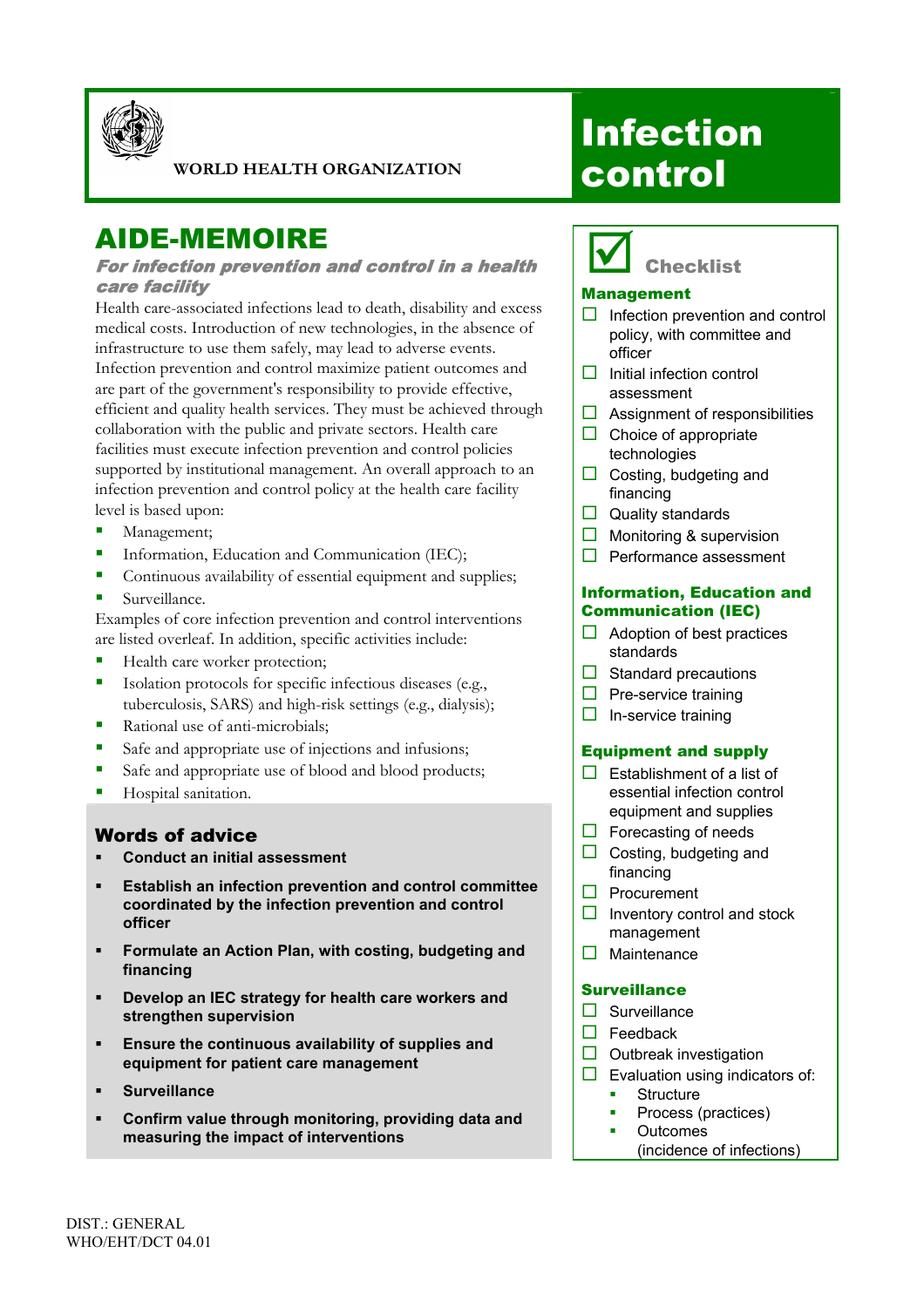WORLD HEALTH ORGANIZATION

# Infection control

## AIDE-MEMOIRE

### *For infection prevention and control in a health care facility*

Health care-associated infections lead to death, disability and excess medical costs. Introduction of new technologies, in the absence of infrastructure to use them safely, may lead to adverse events. Infection prevention and control maximize patient outcomes and are part of the government's responsibility to provide effective, efficient and quality health services. They must be achieved through collaboration with the public and private sectors. Health care facilities must execute infection prevention and control policies supported by institutional management. An overall approach to an infection prevention and control policy at the health care facility level is based upon:

- Management;
- Information, Education and Communication (IEC);
- Continuous availability of essential equipment and supplies;
- Surveillance.

Examples of core infection prevention and control interventions are listed overleaf. In addition, specific activities include:

- Health care worker protection;
- Isolation protocols for specific infectious diseases (e.g., tuberculosis, SARS) and high-risk settings (e.g., dialysis);
- Rational use of anti-microbials;
- Safe and appropriate use of injections and infusions;
- Safe and appropriate use of blood and blood products;
- Hospital sanitation.

### Words of advice

- **Conduct an initial assessment**
- **Establish an infection prevention and control committee coordinated by the infection prevention and control officer**
- **Formulate an Action Plan, with costing, budgeting and financing**
- **Develop an IEC strategy for health care workers and strengthen supervision**
- **Ensure the continuous availability of supplies and equipment for patient care management**
- **Surveillance**
- **Confirm value through monitoring, providing data and measuring the impact of interventions**

## Checklist

### Management

- ☐ Infection prevention and control policy, with committee and officer
- ☐ Initial infection control assessment
- ☐ Assignment of responsibilities
- ☐ Choice of appropriate technologies
- ☐ Costing, budgeting and financing
- ☐ Quality standards
- ☐ Monitoring & supervision
- ☐ Performance assessment

### Information, Education and Communication (IEC)

- ☐ Adoption of best practices standards
- ☐ Standard precautions
- ☐ Pre-service training
- ☐ In-service training

### Equipment and supply

- ☐ Establishment of a list of essential infection control equipment and supplies
- ☐ Forecasting of needs
- ☐ Costing, budgeting and financing
- ☐ Procurement
- ☐ Inventory control and stock management
- ☐ Maintenance

### Surveillance

- ☐ Surveillance
- ☐ Feedback
- ☐ Outbreak investigation
- ☐ Evaluation using indicators of:
  - Structure
  - Process (practices)
  - Outcomes (incidence of infections)

DIST.: GENERAL
WHO/EHT/DCT 04.01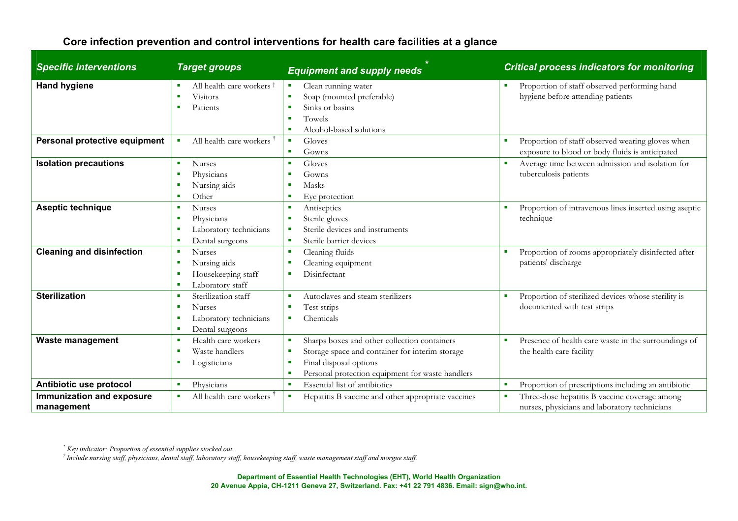## Core infection prevention and control interventions for health care facilities at a glance

| *Specific interventions* | *Target groups* | *Equipment and supply needs* * | *Critical process indicators for monitoring* |
|---|---|---|---|
| **Hand hygiene** | ▪ All health care workers † <br> ▪ Visitors <br> ▪ Patients | ▪ Clean running water <br> ▪ Soap (mounted preferable) <br> ▪ Sinks or basins <br> ▪ Towels <br> ▪ Alcohol-based solutions | ▪ Proportion of staff observed performing hand hygiene before attending patients |
| **Personal protective equipment** | ▪ All health care workers † | ▪ Gloves <br> ▪ Gowns | ▪ Proportion of staff observed wearing gloves when exposure to blood or body fluids is anticipated |
| **Isolation precautions** | ▪ Nurses <br> ▪ Physicians <br> ▪ Nursing aids <br> ▪ Other | ▪ Gloves <br> ▪ Gowns <br> ▪ Masks <br> ▪ Eye protection | ▪ Average time between admission and isolation for tuberculosis patients |
| **Aseptic technique** | ▪ Nurses <br> ▪ Physicians <br> ▪ Laboratory technicians <br> ▪ Dental surgeons | ▪ Antiseptics <br> ▪ Sterile gloves <br> ▪ Sterile devices and instruments <br> ▪ Sterile barrier devices | ▪ Proportion of intravenous lines inserted using aseptic technique |
| **Cleaning and disinfection** | ▪ Nurses <br> ▪ Nursing aids <br> ▪ Housekeeping staff <br> ▪ Laboratory staff | ▪ Cleaning fluids <br> ▪ Cleaning equipment <br> ▪ Disinfectant | ▪ Proportion of rooms appropriately disinfected after patients' discharge |
| **Sterilization** | ▪ Sterilization staff <br> ▪ Nurses <br> ▪ Laboratory technicians <br> ▪ Dental surgeons | ▪ Autoclaves and steam sterilizers <br> ▪ Test strips <br> ▪ Chemicals | ▪ Proportion of sterilized devices whose sterility is documented with test strips |
| **Waste management** | ▪ Health care workers <br> ▪ Waste handlers <br> ▪ Logisticians | ▪ Sharps boxes and other collection containers <br> ▪ Storage space and container for interim storage <br> ▪ Final disposal options <br> ▪ Personal protection equipment for waste handlers | ▪ Presence of health care waste in the surroundings of the health care facility |
| **Antibiotic use protocol** | ▪ Physicians | ▪ Essential list of antibiotics | ▪ Proportion of prescriptions including an antibiotic |
| **Immunization and exposure management** | ▪ All health care workers † | ▪ Hepatitis B vaccine and other appropriate vaccines | ▪ Three-dose hepatitis B vaccine coverage among nurses, physicians and laboratory technicians |

\* *Key indicator: Proportion of essential supplies stocked out.*

† *Include nursing staff, physicians, dental staff, laboratory staff, housekeeping staff, waste management staff and morgue staff.*

**Department of Essential Health Technologies (EHT), World Health Organization**
**20 Avenue Appia, CH-1211 Geneva 27, Switzerland. Fax: +41 22 791 4836. Email: sign@who.int.**